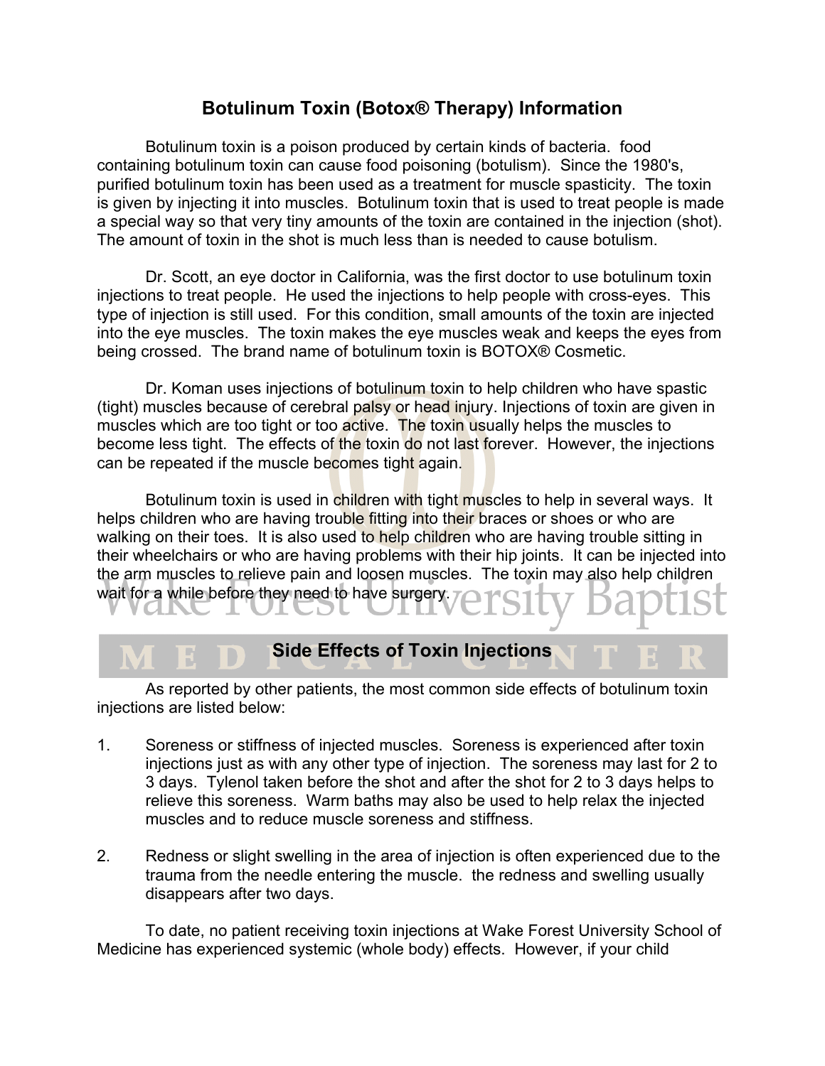## Botulinum Toxin (Botox® Therapy) Information

Botulinum toxin is a poison produced by certain kinds of bacteria. food containing botulinum toxin can cause food poisoning (botulism). Since the 1980's, purified botulinum toxin has been used as a treatment for muscle spasticity. The toxin is given by injecting it into muscles. Botulinum toxin that is used to treat people is made a special way so that very tiny amounts of the toxin are contained in the injection (shot). The amount of toxin in the shot is much less than is needed to cause botulism.

Dr. Scott, an eye doctor in California, was the first doctor to use botulinum toxin injections to treat people. He used the injections to help people with cross-eyes. This type of injection is still used. For this condition, small amounts of the toxin are injected into the eye muscles. The toxin makes the eye muscles weak and keeps the eyes from being crossed. The brand name of botulinum toxin is BOTOX® Cosmetic.

Dr. Koman uses injections of botulinum toxin to help children who have spastic (tight) muscles because of cerebral palsy or head injury. Injections of toxin are given in muscles which are too tight or too active. The toxin usually helps the muscles to become less tight. The effects of the toxin do not last forever. However, the injections can be repeated if the muscle becomes tight again.

Botulinum toxin is used in children with tight muscles to help in several ways. It helps children who are having trouble fitting into their braces or shoes or who are walking on their toes. It is also used to help children who are having trouble sitting in their wheelchairs or who are having problems with their hip joints. It can be injected into the arm muscles to relieve pain and loosen muscles. The toxin may also help children wait for a while before they need to have surgery.

## Side Effects of Toxin Injections

As reported by other patients, the most common side effects of botulinum toxin injections are listed below:

1. Soreness or stiffness of injected muscles. Soreness is experienced after toxin injections just as with any other type of injection. The soreness may last for 2 to 3 days. Tylenol taken before the shot and after the shot for 2 to 3 days helps to relieve this soreness. Warm baths may also be used to help relax the injected muscles and to reduce muscle soreness and stiffness.

2. Redness or slight swelling in the area of injection is often experienced due to the trauma from the needle entering the muscle. the redness and swelling usually disappears after two days.

To date, no patient receiving toxin injections at Wake Forest University School of Medicine has experienced systemic (whole body) effects. However, if your child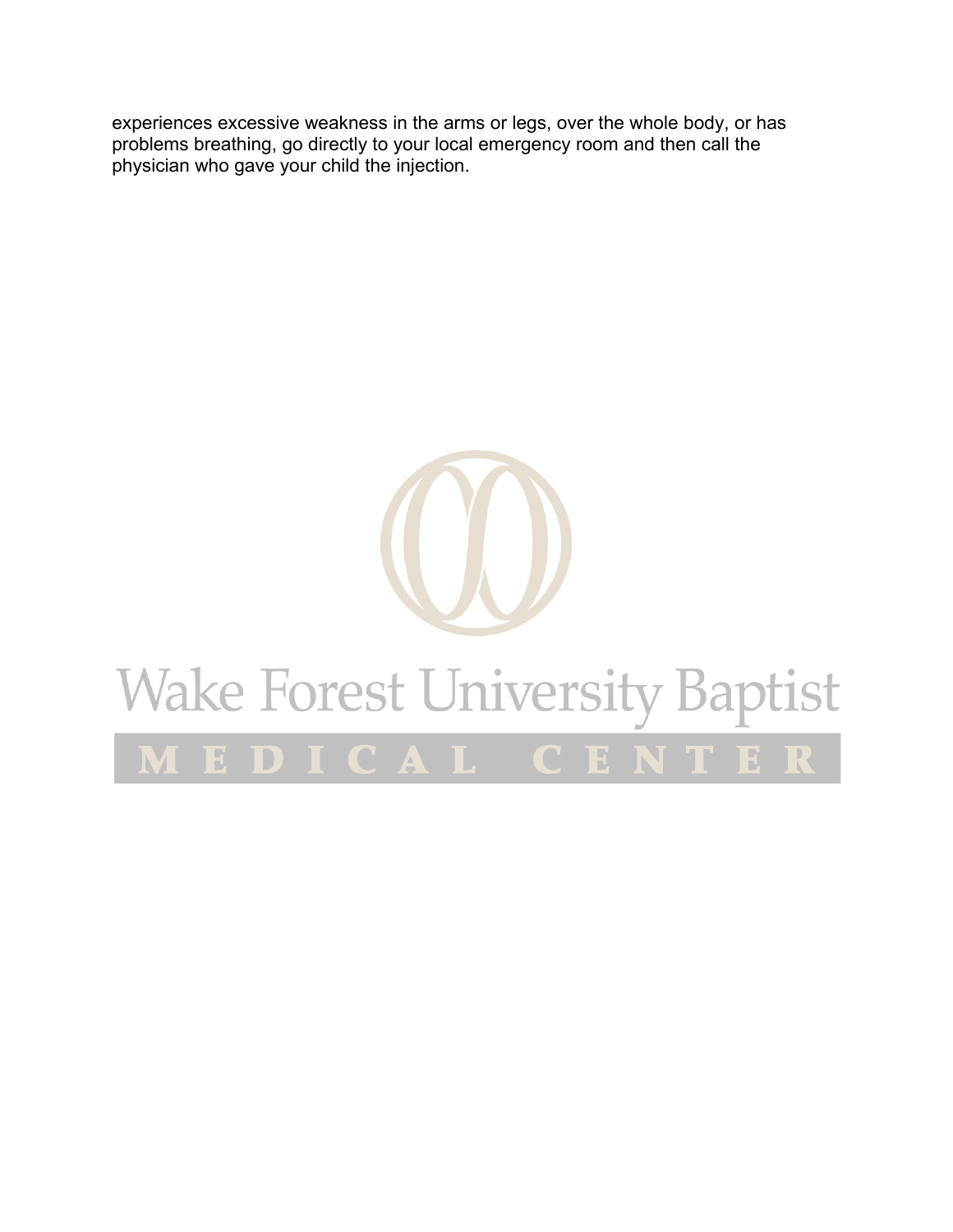experiences excessive weakness in the arms or legs, over the whole body, or has problems breathing, go directly to your local emergency room and then call the physician who gave your child the injection.

Wake Forest University Baptist

MEDICAL CENTER